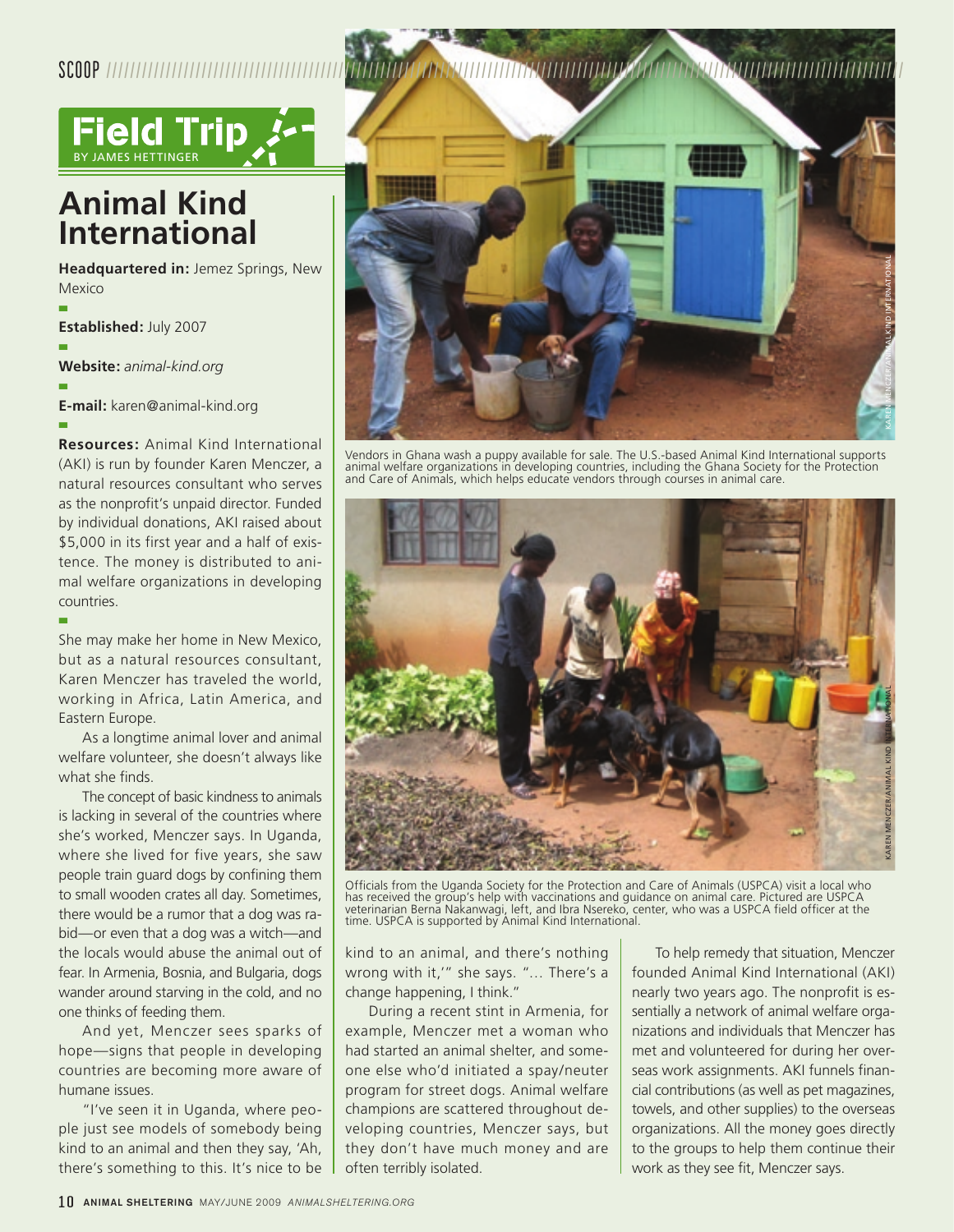# Field Trip

BY JAMES HETTINGER

## Animal Kind International

**Headquartered in:** Jemez Springs, New Mexico

**Established:** July 2007

**Website:** *animal-kind.org*

**E-mail:** karen@animal-kind.org

**Resources:** Animal Kind International (AKI) is run by founder Karen Menczer, a natural resources consultant who serves as the nonprofit's unpaid director. Funded by individual donations, AKI raised about $5,000 in its first year and a half of existence. The money is distributed to animal welfare organizations in developing countries.

Vendors in Ghana wash a puppy available for sale. The U.S.-based Animal Kind International supports animal welfare organizations in developing countries, including the Ghana Society for the Protection and Care of Animals, which helps educate vendors through courses in animal care.

KAREN MENCZER/ANIMAL KIND INTERNATIONAL

Officials from the Uganda Society for the Protection and Care of Animals (USPCA) visit a local who has received the group's help with vaccinations and guidance on animal care. Pictured are USPCA veterinarian Berna Nakanwagi, left, and Ibra Nsereko, center, who was a USPCA field officer at the time. USPCA is supported by Animal Kind International.

KAREN MENCZER/ANIMAL KIND INTERNATIONAL

She may make her home in New Mexico, but as a natural resources consultant, Karen Menczer has traveled the world, working in Africa, Latin America, and Eastern Europe.

As a longtime animal lover and animal welfare volunteer, she doesn't always like what she finds.

The concept of basic kindness to animals is lacking in several of the countries where she's worked, Menczer says. In Uganda, where she lived for five years, she saw people train guard dogs by confining them to small wooden crates all day. Sometimes, there would be a rumor that a dog was rabid—or even that a dog was a witch—and the locals would abuse the animal out of fear. In Armenia, Bosnia, and Bulgaria, dogs wander around starving in the cold, and no one thinks of feeding them.

And yet, Menczer sees sparks of hope—signs that people in developing countries are becoming more aware of humane issues.

"I've seen it in Uganda, where people just see models of somebody being kind to an animal and then they say, 'Ah, there's something to this. It's nice to be kind to an animal, and there's nothing wrong with it,'" she says. "… There's a change happening, I think."

During a recent stint in Armenia, for example, Menczer met a woman who had started an animal shelter, and someone else who'd initiated a spay/neuter program for street dogs. Animal welfare champions are scattered throughout developing countries, Menczer says, but they don't have much money and are often terribly isolated.

To help remedy that situation, Menczer founded Animal Kind International (AKI) nearly two years ago. The nonprofit is essentially a network of animal welfare organizations and individuals that Menczer has met and volunteered for during her overseas work assignments. AKI funnels financial contributions (as well as pet magazines, towels, and other supplies) to the overseas organizations. All the money goes directly to the groups to help them continue their work as they see fit, Menczer says.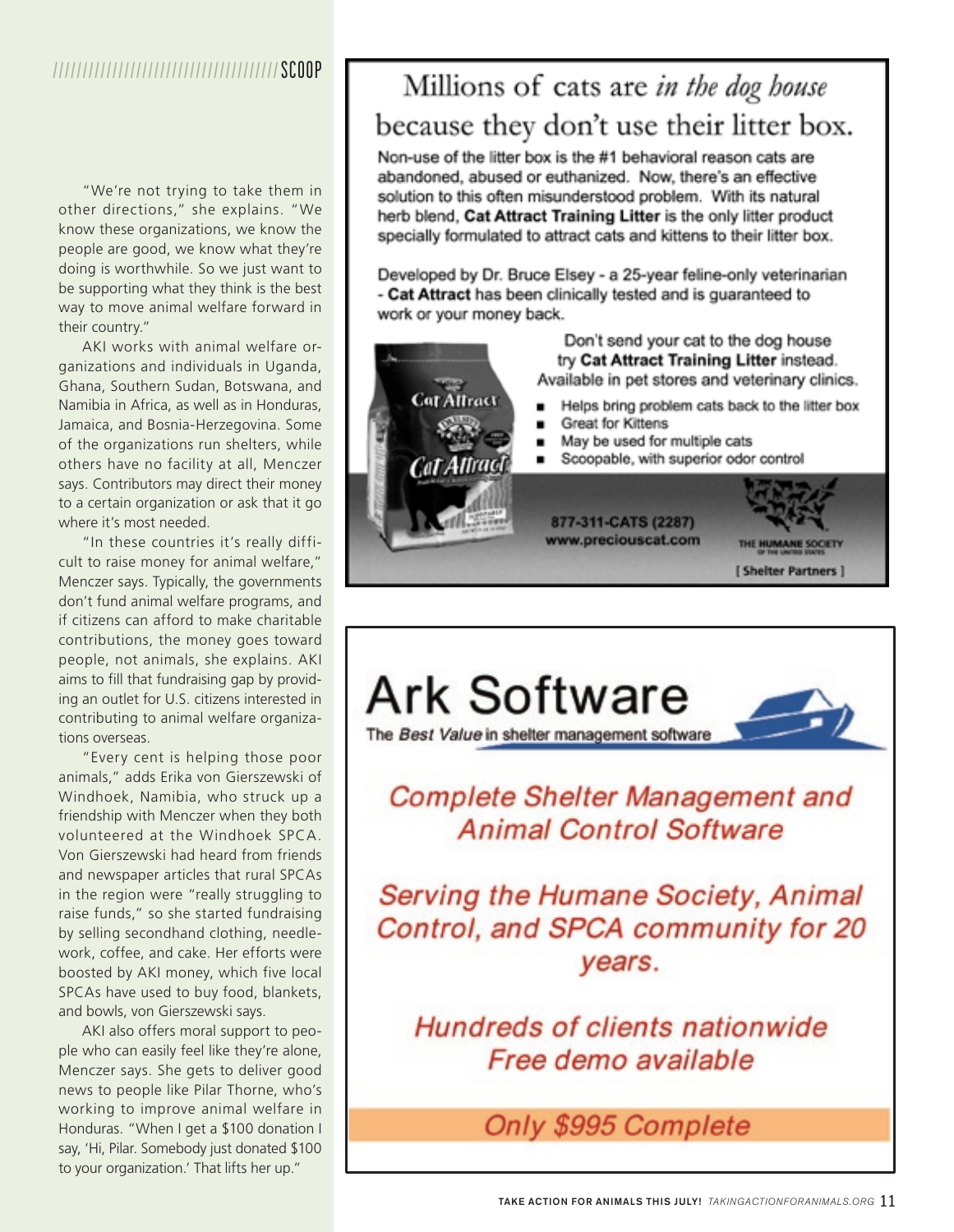"We're not trying to take them in other directions," she explains. "We know these organizations, we know the people are good, we know what they're doing is worthwhile. So we just want to be supporting what they think is the best way to move animal welfare forward in their country."

AKI works with animal welfare organizations and individuals in Uganda, Ghana, Southern Sudan, Botswana, and Namibia in Africa, as well as in Honduras, Jamaica, and Bosnia-Herzegovina. Some of the organizations run shelters, while others have no facility at all, Menczer says. Contributors may direct their money to a certain organization or ask that it go where it's most needed.

"In these countries it's really difficult to raise money for animal welfare," Menczer says. Typically, the governments don't fund animal welfare programs, and if citizens can afford to make charitable contributions, the money goes toward people, not animals, she explains. AKI aims to fill that fundraising gap by providing an outlet for U.S. citizens interested in contributing to animal welfare organizations overseas.

"Every cent is helping those poor animals," adds Erika von Gierszewski of Windhoek, Namibia, who struck up a friendship with Menczer when they both volunteered at the Windhoek SPCA. Von Gierszewski had heard from friends and newspaper articles that rural SPCAs in the region were "really struggling to raise funds," so she started fundraising by selling secondhand clothing, needlework, coffee, and cake. Her efforts were boosted by AKI money, which five local SPCAs have used to buy food, blankets, and bowls, von Gierszewski says.

AKI also offers moral support to people who can easily feel like they're alone, Menczer says. She gets to deliver good news to people like Pilar Thorne, who's working to improve animal welfare in Honduras. "When I get a $100 donation I say, 'Hi, Pilar. Somebody just donated $100 to your organization.' That lifts her up."

# Millions of cats are *in the dog house* because they don't use their litter box.

Non-use of the litter box is the #1 behavioral reason cats are abandoned, abused or euthanized. Now, there's an effective solution to this often misunderstood problem. With its natural herb blend, **Cat Attract Training Litter** is the only litter product specially formulated to attract cats and kittens to their litter box.

Developed by Dr. Bruce Elsey - a 25-year feline-only veterinarian - **Cat Attract** has been clinically tested and is guaranteed to work or your money back.

Don't send your cat to the dog house try **Cat Attract Training Litter** instead. Available in pet stores and veterinary clinics.

- Helps bring problem cats back to the litter box
- Great for Kittens
- May be used for multiple cats
- Scoopable, with superior odor control

877-311-CATS (2287)
www.preciouscat.com

THE HUMANE SOCIETY OF THE UNITED STATES
[ Shelter Partners ]

# Ark Software

The *Best Value* in shelter management software

*Complete Shelter Management and Animal Control Software*

*Serving the Humane Society, Animal Control, and SPCA community for 20 years.*

*Hundreds of clients nationwide*
*Free demo available*

*Only $995 Complete*